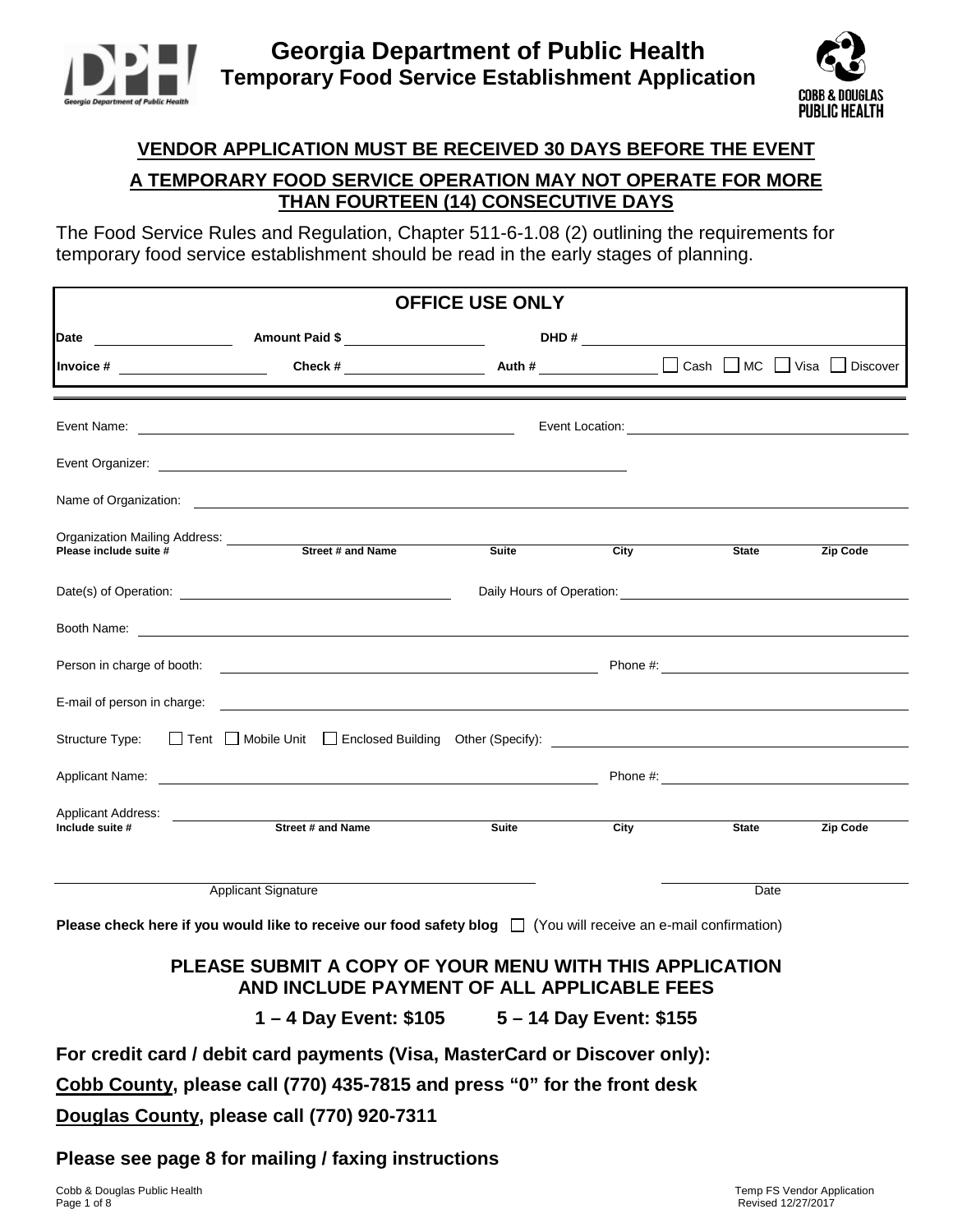# Georgia Department of Public Health
## Temporary Food Service Establishment Application

COBB & DOUGLAS PUBLIC HEALTH

**VENDOR APPLICATION MUST BE RECEIVED 30 DAYS BEFORE THE EVENT**

**A TEMPORARY FOOD SERVICE OPERATION MAY NOT OPERATE FOR MORE THAN FOURTEEN (14) CONSECUTIVE DAYS**

The Food Service Rules and Regulation, Chapter 511-6-1.08 (2) outlining the requirements for temporary food service establishment should be read in the early stages of planning.

| **OFFICE USE ONLY** | | | |
|---|---|---|---|
| **Date** ______ | **Amount Paid $** ______ | **DHD #** ______ | |
| **Invoice #** ______ | **Check #** ______ | **Auth #** ______ | ☐ Cash ☐ MC ☐ Visa ☐ Discover |

Event Name: ______________________ Event Location: ______________________

Event Organizer: ______________________

Name of Organization: ______________________

Organization Mailing Address: ______________________
**Please include suite #** — **Street # and Name** — **Suite** — **City** — **State** — **Zip Code**

Date(s) of Operation: ______________________ Daily Hours of Operation: ______________________

Booth Name: ______________________

Person in charge of booth: ______________________ Phone #: ______________________

E-mail of person in charge: ______________________

Structure Type: ☐ Tent ☐ Mobile Unit ☐ Enclosed Building Other (Specify): ______________________

Applicant Name: ______________________ Phone #: ______________________

Applicant Address: ______________________
**Include suite #** — **Street # and Name** — **Suite** — **City** — **State** — **Zip Code**

______________________ Applicant Signature ______________________ Date

**Please check here if you would like to receive our food safety blog** ☐ (You will receive an e-mail confirmation)

**PLEASE SUBMIT A COPY OF YOUR MENU WITH THIS APPLICATION AND INCLUDE PAYMENT OF ALL APPLICABLE FEES**

**1 – 4 Day Event: $105 5 – 14 Day Event: $155**

**For credit card / debit card payments (Visa, MasterCard or Discover only):**

**Cobb County, please call (770) 435-7815 and press "0" for the front desk**

**Douglas County, please call (770) 920-7311**

**Please see page 8 for mailing / faxing instructions**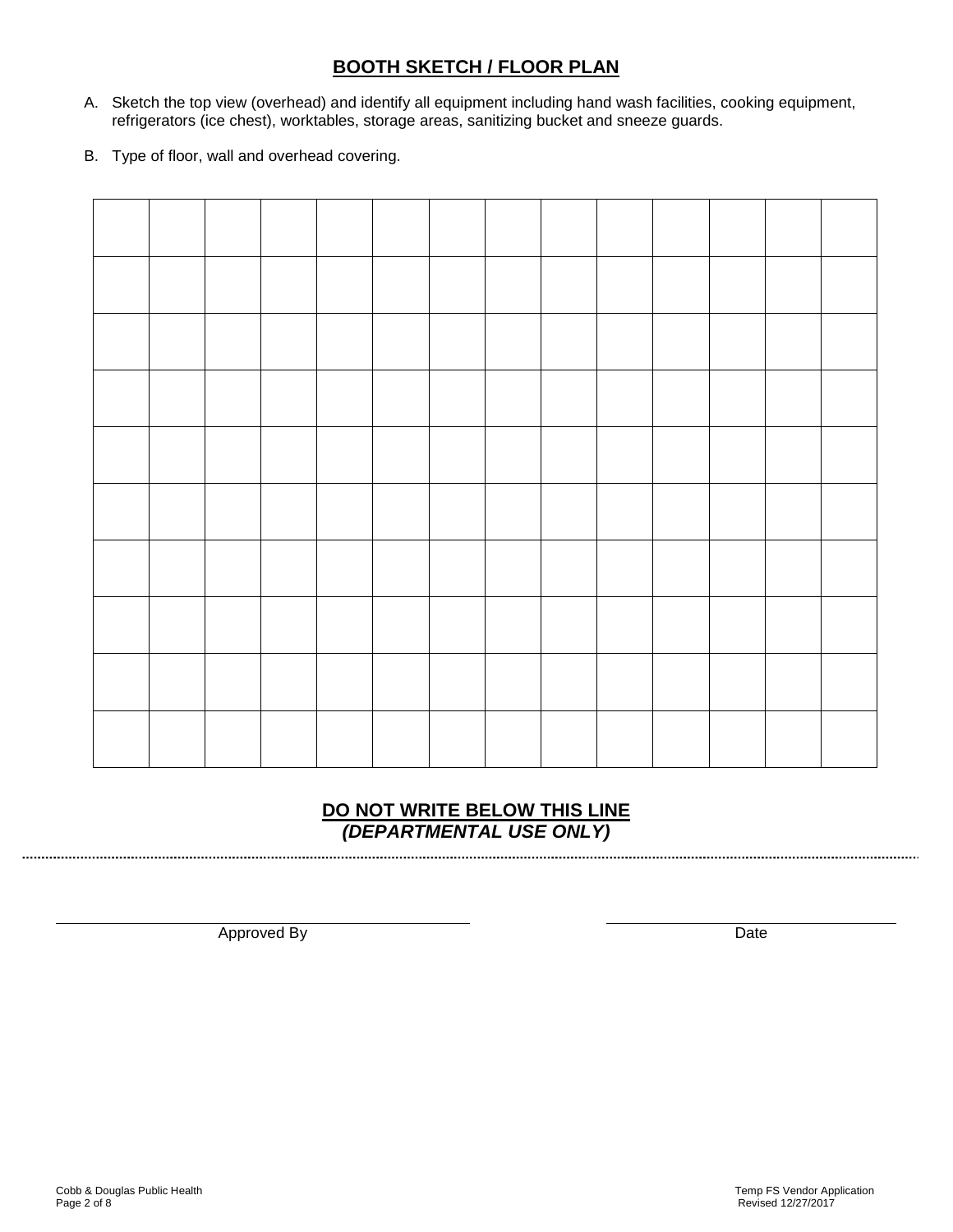## BOOTH SKETCH / FLOOR PLAN

A. Sketch the top view (overhead) and identify all equipment including hand wash facilities, cooking equipment, refrigerators (ice chest), worktables, storage areas, sanitizing bucket and sneeze guards.

B. Type of floor, wall and overhead covering.

| | | | | | | | | | | | | | |
|---|---|---|---|---|---|---|---|---|---|---|---|---|---|
| | | | | | | | | | | | | | |
| | | | | | | | | | | | | | |
| | | | | | | | | | | | | | |
| | | | | | | | | | | | | | |
| | | | | | | | | | | | | | |
| | | | | | | | | | | | | | |
| | | | | | | | | | | | | | |
| | | | | | | | | | | | | | |
| | | | | | | | | | | | | | |

**DO NOT WRITE BELOW THIS LINE**
***(DEPARTMENTAL USE ONLY)***

---

Approved By ______________________________ Date ______________________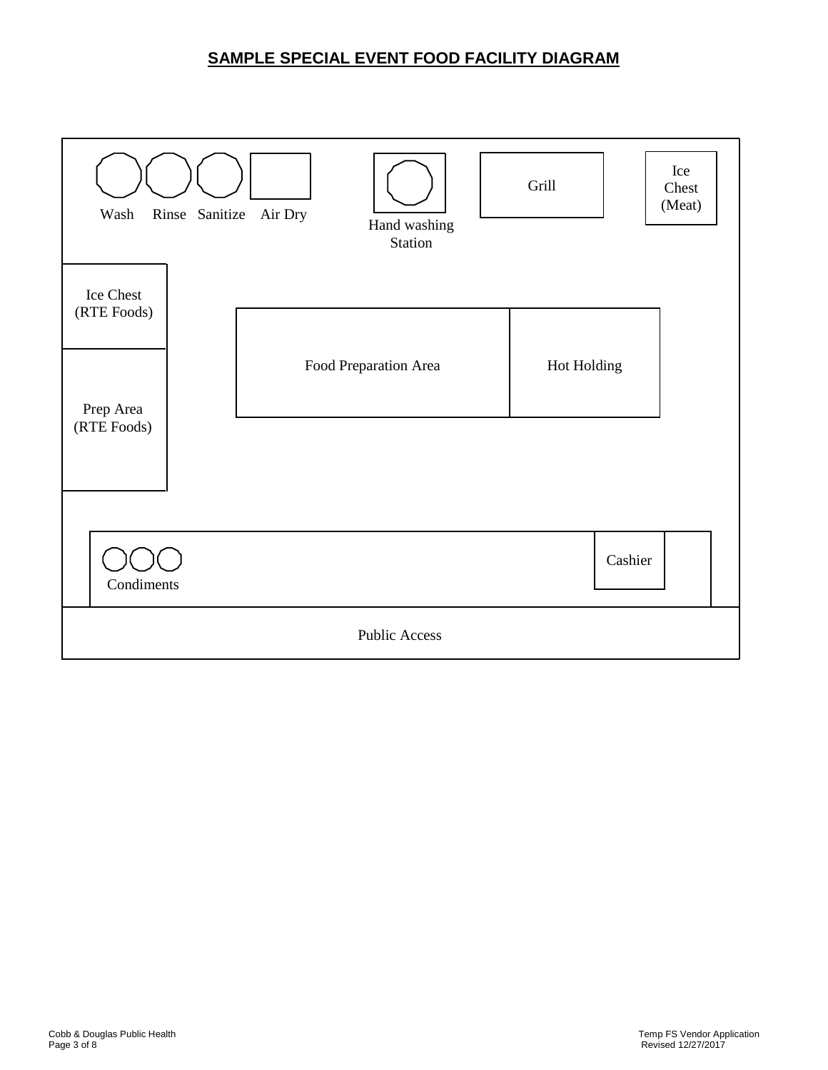## SAMPLE SPECIAL EVENT FOOD FACILITY DIAGRAM

Wash

Rinse

Sanitize

Air Dry

Hand washing Station

Grill

Ice Chest (Meat)

Ice Chest (RTE Foods)

Prep Area (RTE Foods)

Food Preparation Area

Hot Holding

Condiments

Cashier

Public Access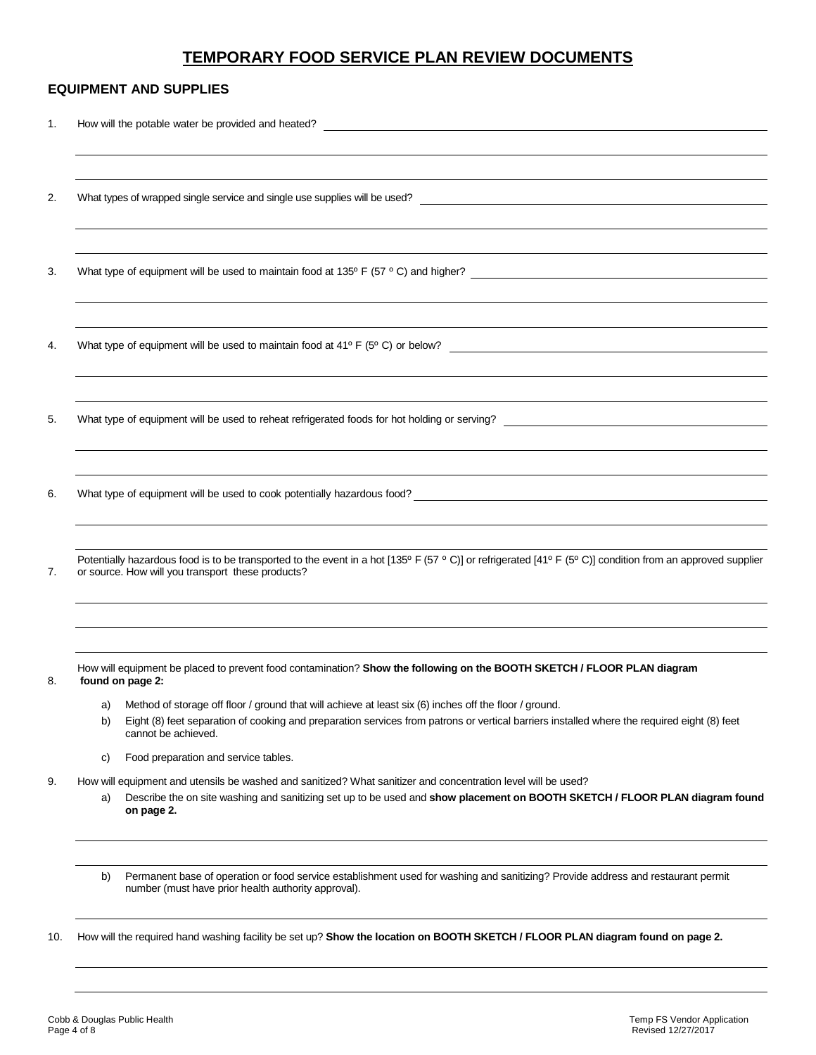# TEMPORARY FOOD SERVICE PLAN REVIEW DOCUMENTS

## EQUIPMENT AND SUPPLIES

1. How will the potable water be provided and heated?

2. What types of wrapped single service and single use supplies will be used?

3. What type of equipment will be used to maintain food at 135º F (57 º C) and higher?

4. What type of equipment will be used to maintain food at 41º F (5º C) or below?

5. What type of equipment will be used to reheat refrigerated foods for hot holding or serving?

6. What type of equipment will be used to cook potentially hazardous food?

7. Potentially hazardous food is to be transported to the event in a hot [135º F (57 º C)] or refrigerated [41º F (5º C)] condition from an approved supplier or source. How will you transport these products?

8. How will equipment be placed to prevent food contamination? **Show the following on the BOOTH SKETCH / FLOOR PLAN diagram found on page 2:**
   - a) Method of storage off floor / ground that will achieve at least six (6) inches off the floor / ground.
   - b) Eight (8) feet separation of cooking and preparation services from patrons or vertical barriers installed where the required eight (8) feet cannot be achieved.
   - c) Food preparation and service tables.

9. How will equipment and utensils be washed and sanitized? What sanitizer and concentration level will be used?
   - a) Describe the on site washing and sanitizing set up to be used and **show placement on BOOTH SKETCH / FLOOR PLAN diagram found on page 2.**
   - b) Permanent base of operation or food service establishment used for washing and sanitizing? Provide address and restaurant permit number (must have prior health authority approval).

10. How will the required hand washing facility be set up? **Show the location on BOOTH SKETCH / FLOOR PLAN diagram found on page 2.**

Cobb & Douglas Public Health

Temp FS Vendor Application
Revised 12/27/2017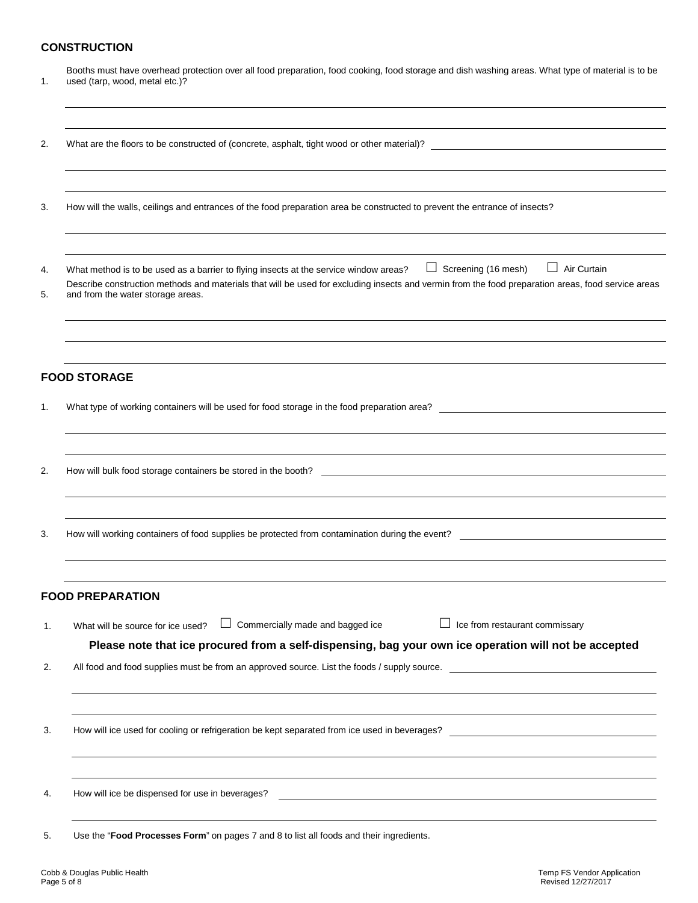## CONSTRUCTION

1. Booths must have overhead protection over all food preparation, food cooking, food storage and dish washing areas. What type of material is to be used (tarp, wood, metal etc.)?

2. What are the floors to be constructed of (concrete, asphalt, tight wood or other material)?

3. How will the walls, ceilings and entrances of the food preparation area be constructed to prevent the entrance of insects?

4. What method is to be used as a barrier to flying insects at the service window areas? ☐ Screening (16 mesh) ☐ Air Curtain

5. Describe construction methods and materials that will be used for excluding insects and vermin from the food preparation areas, food service areas and from the water storage areas.

## FOOD STORAGE

1. What type of working containers will be used for food storage in the food preparation area?

2. How will bulk food storage containers be stored in the booth?

3. How will working containers of food supplies be protected from contamination during the event?

## FOOD PREPARATION

1. What will be source for ice used? ☐ Commercially made and bagged ice ☐ Ice from restaurant commissary

   **Please note that ice procured from a self-dispensing, bag your own ice operation will not be accepted**

2. All food and food supplies must be from an approved source. List the foods / supply source.

3. How will ice used for cooling or refrigeration be kept separated from ice used in beverages?

4. How will ice be dispensed for use in beverages?

5. Use the "**Food Processes Form**" on pages 7 and 8 to list all foods and their ingredients.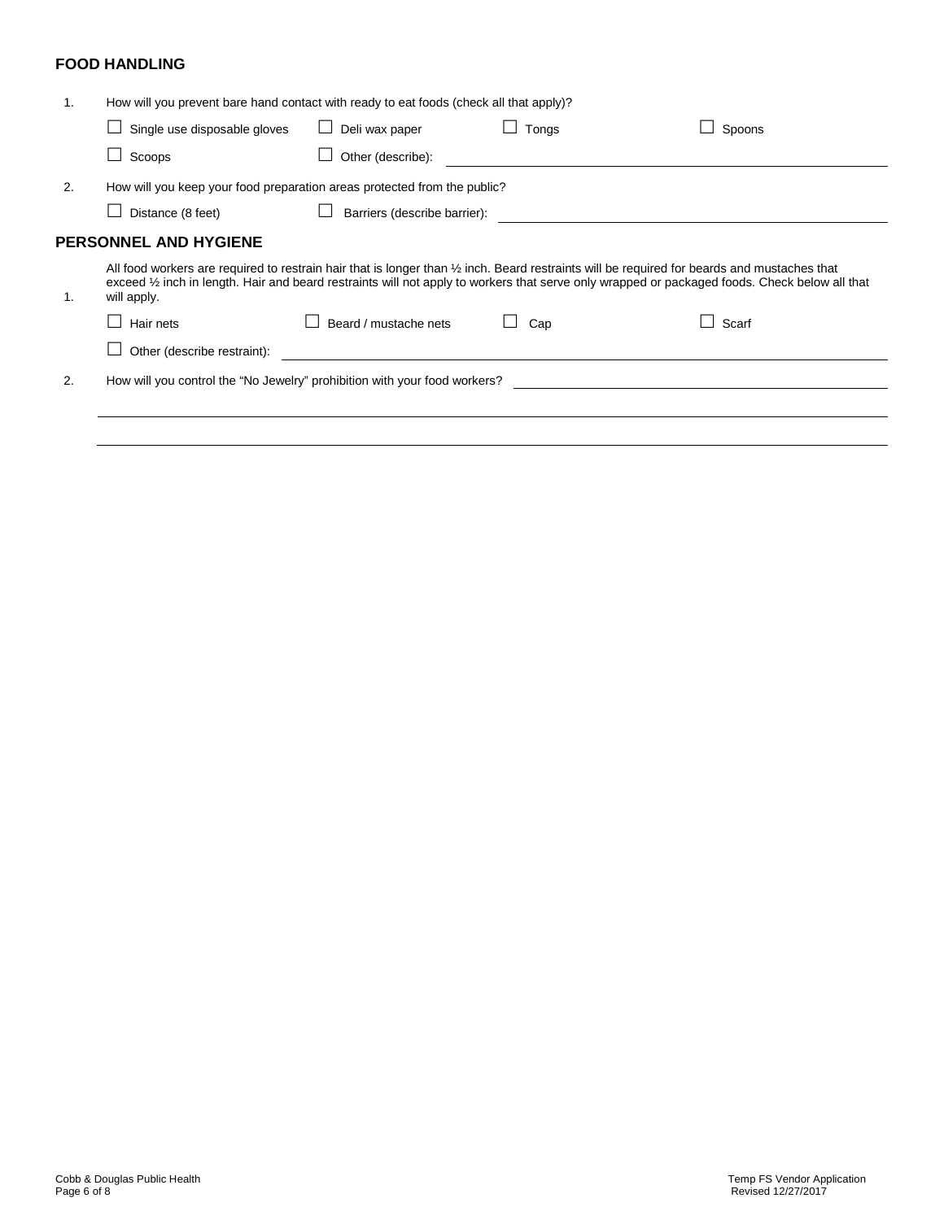## FOOD HANDLING

1. How will you prevent bare hand contact with ready to eat foods (check all that apply)?

   ☐ Single use disposable gloves ☐ Deli wax paper ☐ Tongs ☐ Spoons

   ☐ Scoops ☐ Other (describe): \_\_\_\_\_\_\_\_\_\_\_\_\_\_\_\_\_\_\_\_\_\_\_\_\_\_\_\_\_\_

2. How will you keep your food preparation areas protected from the public?

   ☐ Distance (8 feet) ☐ Barriers (describe barrier): \_\_\_\_\_\_\_\_\_\_\_\_\_\_\_\_\_\_\_\_\_\_\_\_\_\_\_\_\_\_

## PERSONNEL AND HYGIENE

1. All food workers are required to restrain hair that is longer than ½ inch. Beard restraints will be required for beards and mustaches that exceed ½ inch in length. Hair and beard restraints will not apply to workers that serve only wrapped or packaged foods. Check below all that will apply.

   ☐ Hair nets ☐ Beard / mustache nets ☐ Cap ☐ Scarf

   ☐ Other (describe restraint): \_\_\_\_\_\_\_\_\_\_\_\_\_\_\_\_\_\_\_\_\_\_\_\_\_\_\_\_\_\_

2. How will you control the "No Jewelry" prohibition with your food workers? \_\_\_\_\_\_\_\_\_\_\_\_\_\_\_\_\_\_\_\_\_\_\_\_\_\_\_\_\_\_

   \_\_\_\_\_\_\_\_\_\_\_\_\_\_\_\_\_\_\_\_\_\_\_\_\_\_\_\_\_\_\_\_\_\_\_\_\_\_\_\_\_\_\_\_\_\_\_\_\_\_\_\_\_\_\_\_\_\_\_\_

   \_\_\_\_\_\_\_\_\_\_\_\_\_\_\_\_\_\_\_\_\_\_\_\_\_\_\_\_\_\_\_\_\_\_\_\_\_\_\_\_\_\_\_\_\_\_\_\_\_\_\_\_\_\_\_\_\_\_\_\_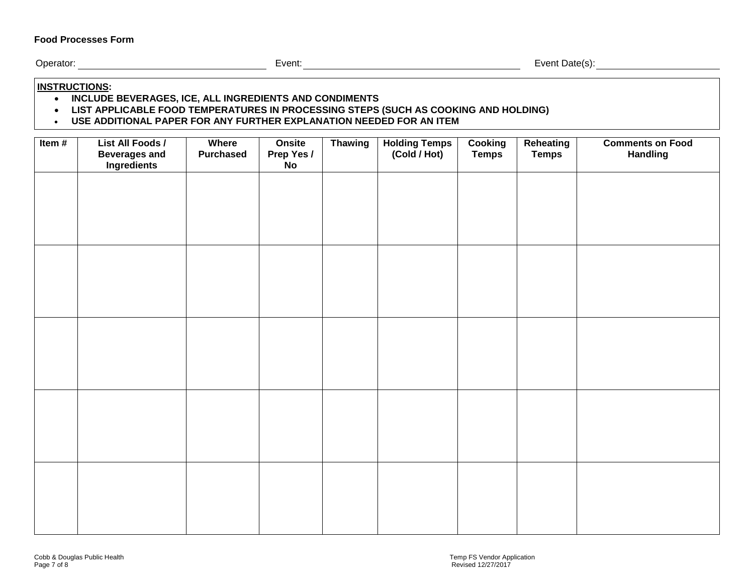**Food Processes Form**

Operator: \_\_\_\_\_\_\_\_\_\_\_\_\_\_\_\_\_\_\_\_ Event: \_\_\_\_\_\_\_\_\_\_\_\_\_\_\_\_\_\_\_\_ Event Date(s): \_\_\_\_\_\_\_\_\_\_\_\_\_\_\_\_\_\_\_\_

**INSTRUCTIONS:**

- **INCLUDE BEVERAGES, ICE, ALL INGREDIENTS AND CONDIMENTS**
- **LIST APPLICABLE FOOD TEMPERATURES IN PROCESSING STEPS (SUCH AS COOKING AND HOLDING)**
- **USE ADDITIONAL PAPER FOR ANY FURTHER EXPLANATION NEEDED FOR AN ITEM**

| Item # | List All Foods / Beverages and Ingredients | Where Purchased | Onsite Prep Yes / No | Thawing | Holding Temps (Cold / Hot) | Cooking Temps | Reheating Temps | Comments on Food Handling |
|---|---|---|---|---|---|---|---|---|
| | | | | | | | | |
| | | | | | | | | |
| | | | | | | | | |
| | | | | | | | | |
| | | | | | | | | |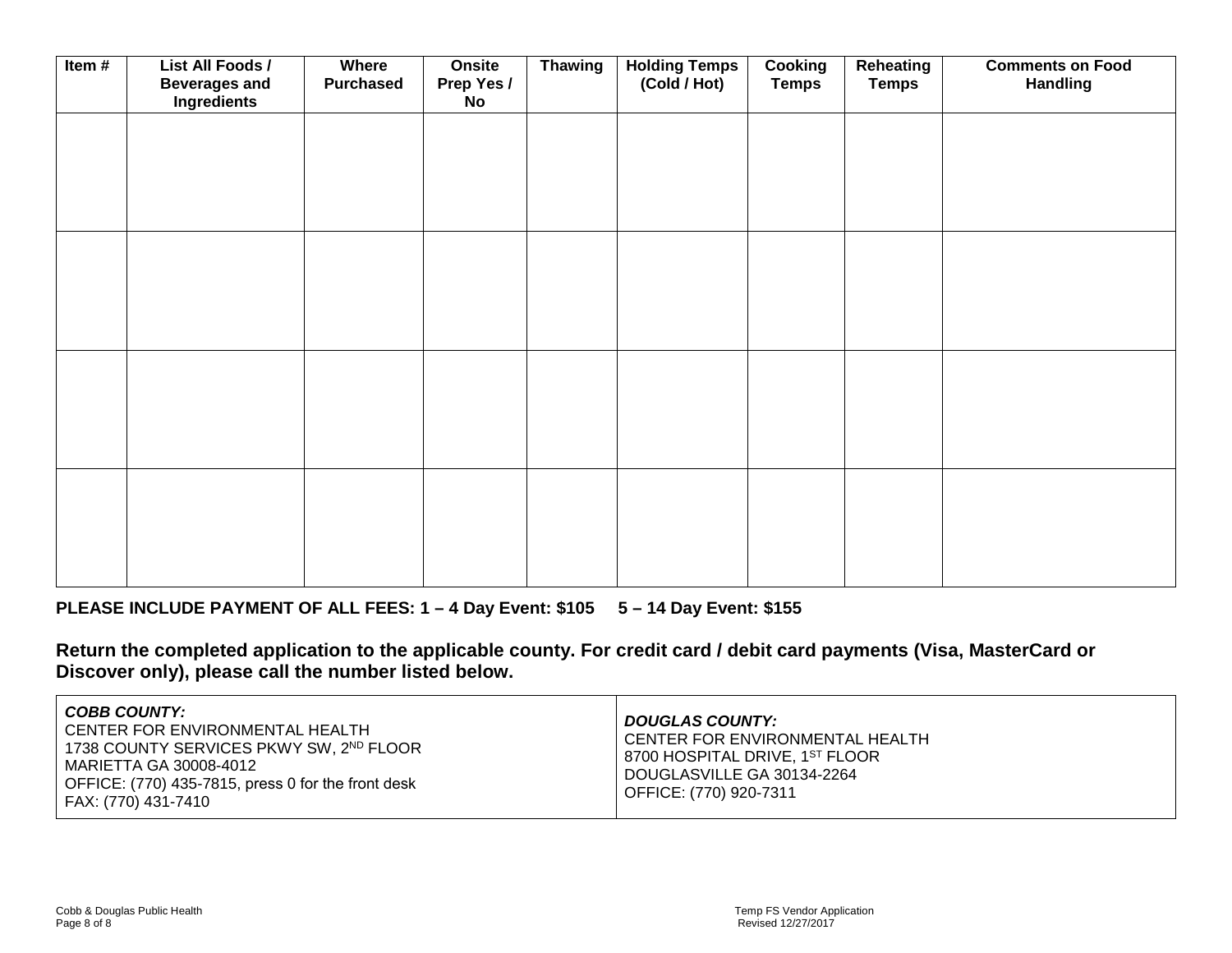| Item # | List All Foods / Beverages and Ingredients | Where Purchased | Onsite Prep Yes / No | Thawing | Holding Temps (Cold / Hot) | Cooking Temps | Reheating Temps | Comments on Food Handling |
|---|---|---|---|---|---|---|---|---|
| | | | | | | | | |
| | | | | | | | | |
| | | | | | | | | |
| | | | | | | | | |

**PLEASE INCLUDE PAYMENT OF ALL FEES: 1 – 4 Day Event: $105     5 – 14 Day Event: $155**

**Return the completed application to the applicable county. For credit card / debit card payments (Visa, MasterCard or Discover only), please call the number listed below.**

| | |
|---|---|
| ***COBB COUNTY:***<br>CENTER FOR ENVIRONMENTAL HEALTH<br>1738 COUNTY SERVICES PKWY SW, 2ND FLOOR<br>MARIETTA GA 30008-4012<br>OFFICE: (770) 435-7815, press 0 for the front desk<br>FAX: (770) 431-7410 | ***DOUGLAS COUNTY:***<br>CENTER FOR ENVIRONMENTAL HEALTH<br>8700 HOSPITAL DRIVE, 1ST FLOOR<br>DOUGLASVILLE GA 30134-2264<br>OFFICE: (770) 920-7311 |